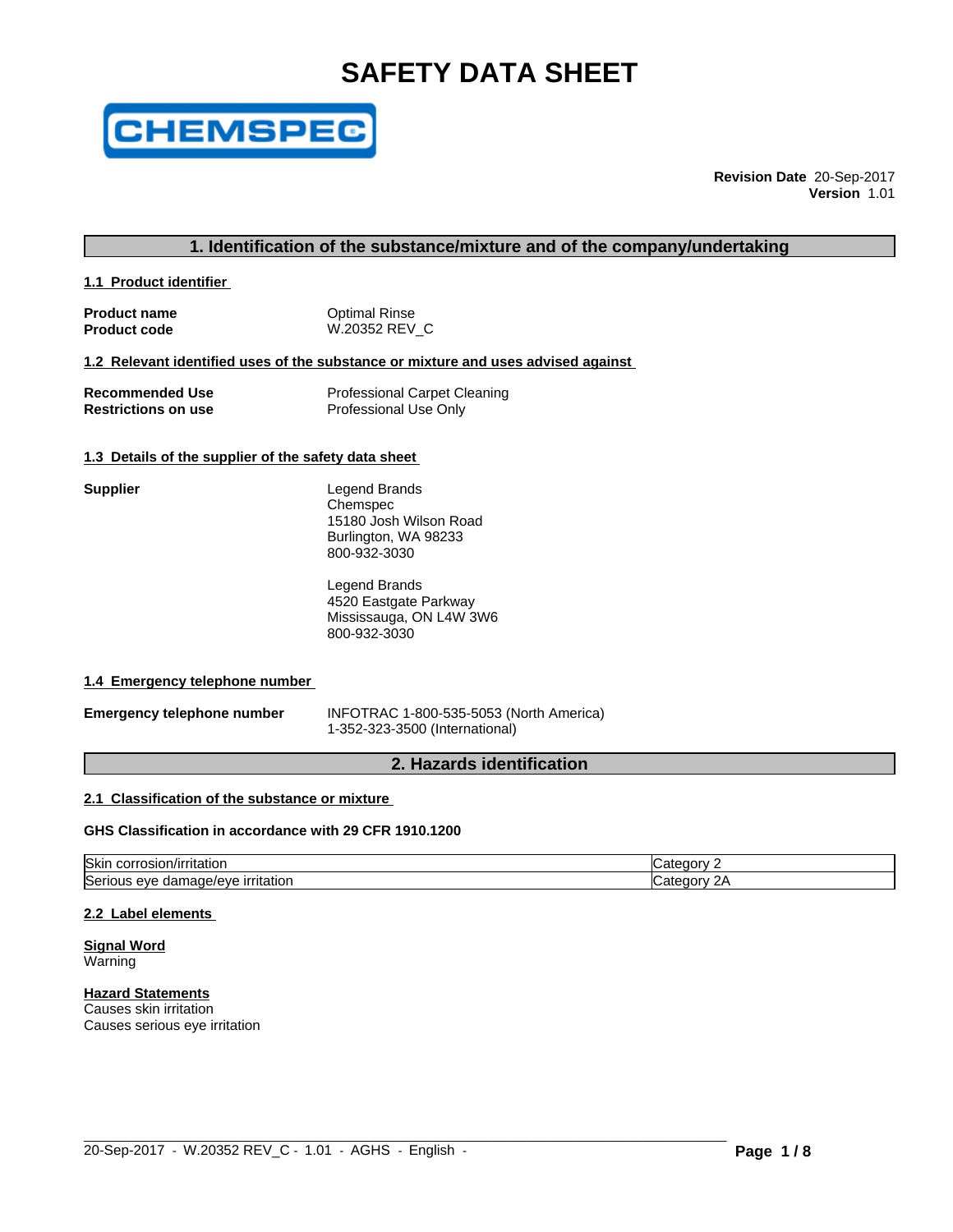# SAFETY DATA SHEET

**Revision Date** 20-Sep-2017
**Version** 1.01

## 1. Identification of the substance/mixture and of the company/undertaking

### 1.1 Product identifier

| | |
|---|---|
| **Product name** | Optimal Rinse |
| **Product code** | W.20352 REV_C |

### 1.2 Relevant identified uses of the substance or mixture and uses advised against

| | |
|---|---|
| **Recommended Use** | Professional Carpet Cleaning |
| **Restrictions on use** | Professional Use Only |

### 1.3 Details of the supplier of the safety data sheet

**Supplier**

Legend Brands
Chemspec
15180 Josh Wilson Road
Burlington, WA 98233
800-932-3030

Legend Brands
4520 Eastgate Parkway
Mississauga, ON L4W 3W6
800-932-3030

### 1.4 Emergency telephone number

**Emergency telephone number**

INFOTRAC 1-800-535-5053 (North America)
1-352-323-3500 (International)

## 2. Hazards identification

### 2.1 Classification of the substance or mixture

**GHS Classification in accordance with 29 CFR 1910.1200**

| | |
|---|---|
| Skin corrosion/irritation | Category 2 |
| Serious eye damage/eye irritation | Category 2A |

### 2.2 Label elements

**Signal Word**
Warning

**Hazard Statements**
Causes skin irritation
Causes serious eye irritation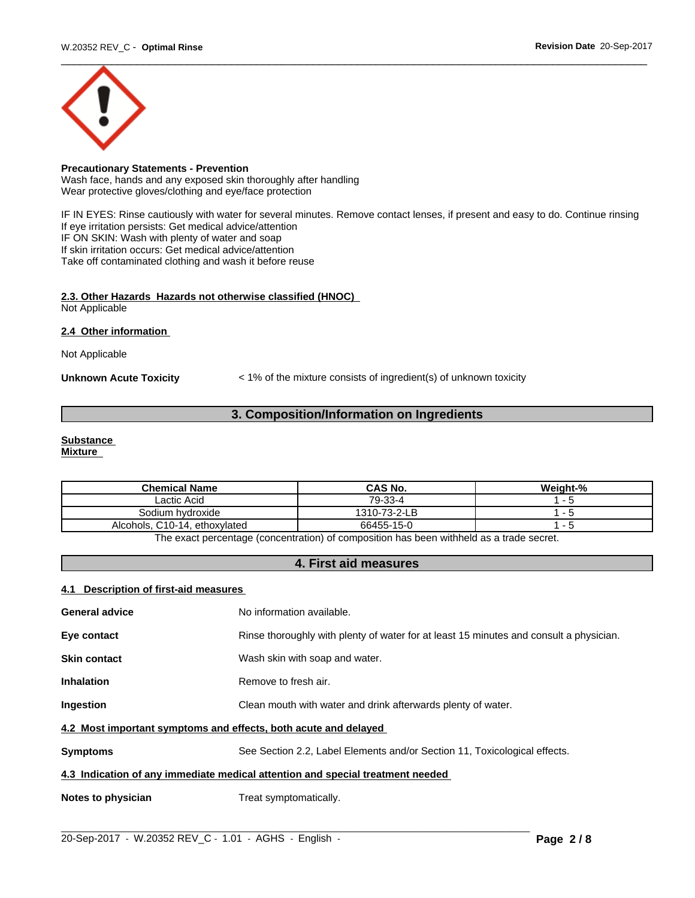**Precautionary Statements - Prevention**
Wash face, hands and any exposed skin thoroughly after handling
Wear protective gloves/clothing and eye/face protection

IF IN EYES: Rinse cautiously with water for several minutes. Remove contact lenses, if present and easy to do. Continue rinsing
If eye irritation persists: Get medical advice/attention
IF ON SKIN: Wash with plenty of water and soap
If skin irritation occurs: Get medical advice/attention
Take off contaminated clothing and wash it before reuse

### 2.3. Other Hazards Hazards not otherwise classified (HNOC)

Not Applicable

### 2.4 Other information

Not Applicable

**Unknown Acute Toxicity** < 1% of the mixture consists of ingredient(s) of unknown toxicity

## 3. Composition/Information on Ingredients

**Substance**
**Mixture**

| Chemical Name | CAS No. | Weight-% |
|---|---|---|
| Lactic Acid | 79-33-4 | 1 - 5 |
| Sodium hydroxide | 1310-73-2-LB | 1 - 5 |
| Alcohols, C10-14, ethoxylated | 66455-15-0 | 1 - 5 |

The exact percentage (concentration) of composition has been withheld as a trade secret.

## 4. First aid measures

### 4.1 Description of first-aid measures

**General advice** No information available.

**Eye contact** Rinse thoroughly with plenty of water for at least 15 minutes and consult a physician.

**Skin contact** Wash skin with soap and water.

**Inhalation** Remove to fresh air.

**Ingestion** Clean mouth with water and drink afterwards plenty of water.

### 4.2 Most important symptoms and effects, both acute and delayed

**Symptoms** See Section 2.2, Label Elements and/or Section 11, Toxicological effects.

### 4.3 Indication of any immediate medical attention and special treatment needed

**Notes to physician** Treat symptomatically.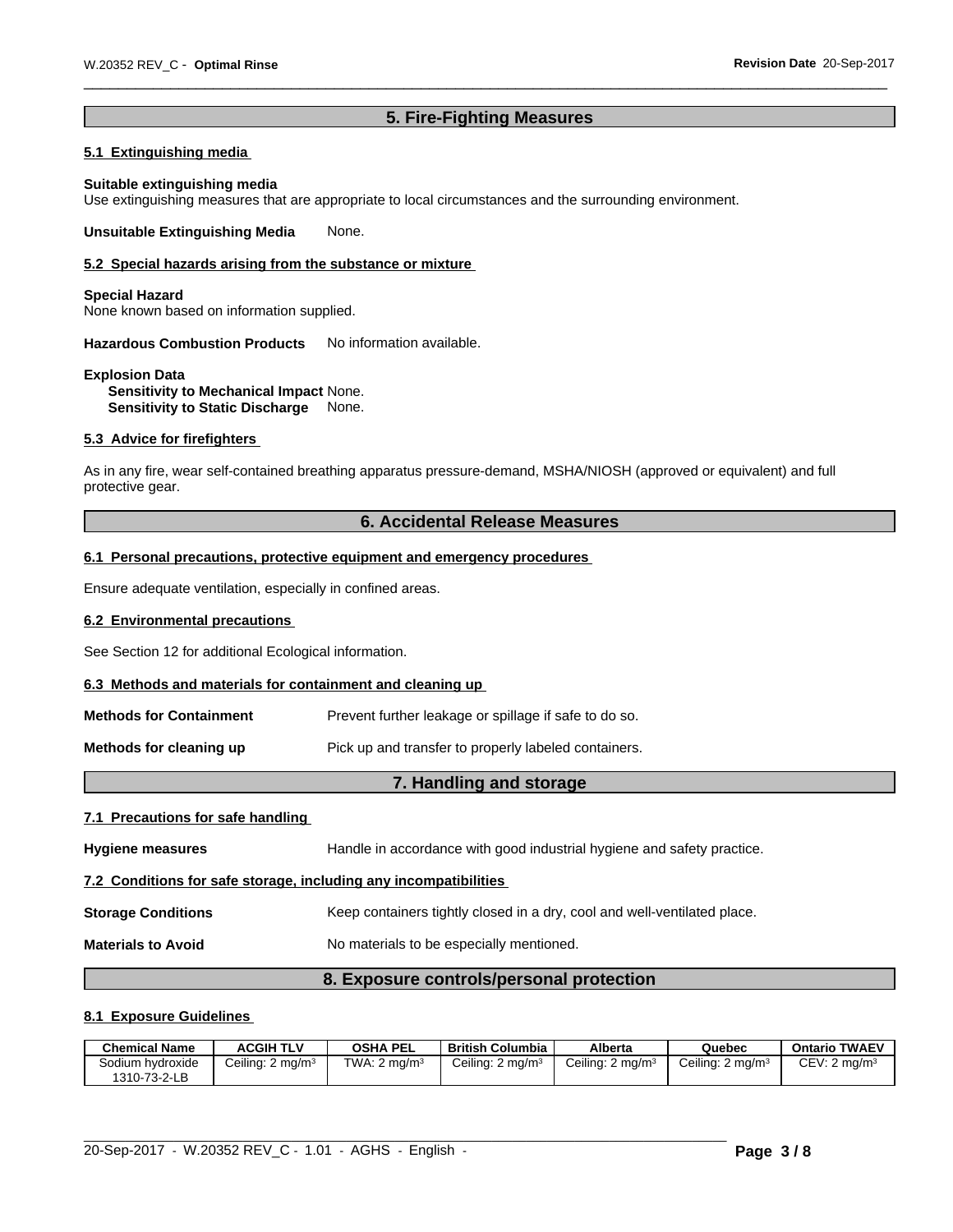## 5. Fire-Fighting Measures

### 5.1 Extinguishing media

**Suitable extinguishing media**
Use extinguishing measures that are appropriate to local circumstances and the surrounding environment.

**Unsuitable Extinguishing Media** None.

### 5.2 Special hazards arising from the substance or mixture

**Special Hazard**
None known based on information supplied.

**Hazardous Combustion Products** No information available.

**Explosion Data**
**Sensitivity to Mechanical Impact** None.
**Sensitivity to Static Discharge** None.

### 5.3 Advice for firefighters

As in any fire, wear self-contained breathing apparatus pressure-demand, MSHA/NIOSH (approved or equivalent) and full protective gear.

## 6. Accidental Release Measures

### 6.1 Personal precautions, protective equipment and emergency procedures

Ensure adequate ventilation, especially in confined areas.

### 6.2 Environmental precautions

See Section 12 for additional Ecological information.

### 6.3 Methods and materials for containment and cleaning up

**Methods for Containment** Prevent further leakage or spillage if safe to do so.

**Methods for cleaning up** Pick up and transfer to properly labeled containers.

## 7. Handling and storage

### 7.1 Precautions for safe handling

**Hygiene measures** Handle in accordance with good industrial hygiene and safety practice.

### 7.2 Conditions for safe storage, including any incompatibilities

**Storage Conditions** Keep containers tightly closed in a dry, cool and well-ventilated place.

**Materials to Avoid** No materials to be especially mentioned.

## 8. Exposure controls/personal protection

### 8.1 Exposure Guidelines

| Chemical Name | ACGIH TLV | OSHA PEL | British Columbia | Alberta | Quebec | Ontario TWAEV |
|---|---|---|---|---|---|---|
| Sodium hydroxide 1310-73-2-LB | Ceiling: 2 mg/m³ | TWA: 2 mg/m³ | Ceiling: 2 mg/m³ | Ceiling: 2 mg/m³ | Ceiling: 2 mg/m³ | CEV: 2 mg/m³ |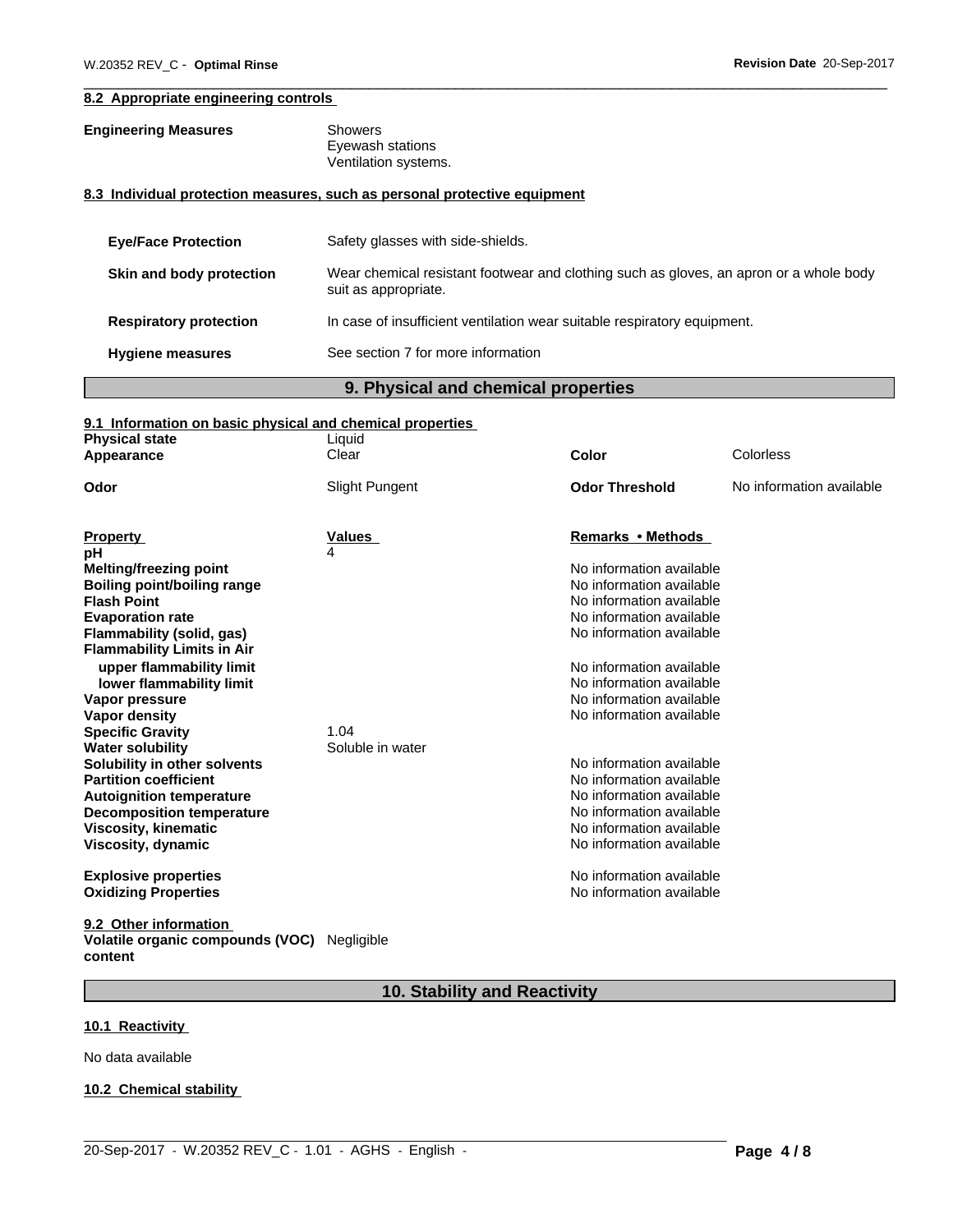#### 8.2 Appropriate engineering controls

**Engineering Measures**
Showers
Eyewash stations
Ventilation systems.

#### 8.3 Individual protection measures, such as personal protective equipment

| | |
|---|---|
| **Eye/Face Protection** | Safety glasses with side-shields. |
| **Skin and body protection** | Wear chemical resistant footwear and clothing such as gloves, an apron or a whole body suit as appropriate. |
| **Respiratory protection** | In case of insufficient ventilation wear suitable respiratory equipment. |
| **Hygiene measures** | See section 7 for more information |

## 9. Physical and chemical properties

#### 9.1 Information on basic physical and chemical properties

| | | | |
|---|---|---|---|
| **Physical state** | Liquid | | |
| **Appearance** | Clear | **Color** | Colorless |
| **Odor** | Slight Pungent | **Odor Threshold** | No information available |

| **Property** | **Values** | **Remarks • Methods** |
|---|---|---|
| **pH** | 4 | |
| **Melting/freezing point** | | No information available |
| **Boiling point/boiling range** | | No information available |
| **Flash Point** | | No information available |
| **Evaporation rate** | | No information available |
| **Flammability (solid, gas)** | | No information available |
| **Flammability Limits in Air** | | |
| **upper flammability limit** | | No information available |
| **lower flammability limit** | | No information available |
| **Vapor pressure** | | No information available |
| **Vapor density** | | No information available |
| **Specific Gravity** | 1.04 | |
| **Water solubility** | Soluble in water | |
| **Solubility in other solvents** | | No information available |
| **Partition coefficient** | | No information available |
| **Autoignition temperature** | | No information available |
| **Decomposition temperature** | | No information available |
| **Viscosity, kinematic** | | No information available |
| **Viscosity, dynamic** | | No information available |
| **Explosive properties** | | No information available |
| **Oxidizing Properties** | | No information available |

#### 9.2 Other information

**Volatile organic compounds (VOC) content** Negligible

## 10. Stability and Reactivity

#### 10.1 Reactivity

No data available

#### 10.2 Chemical stability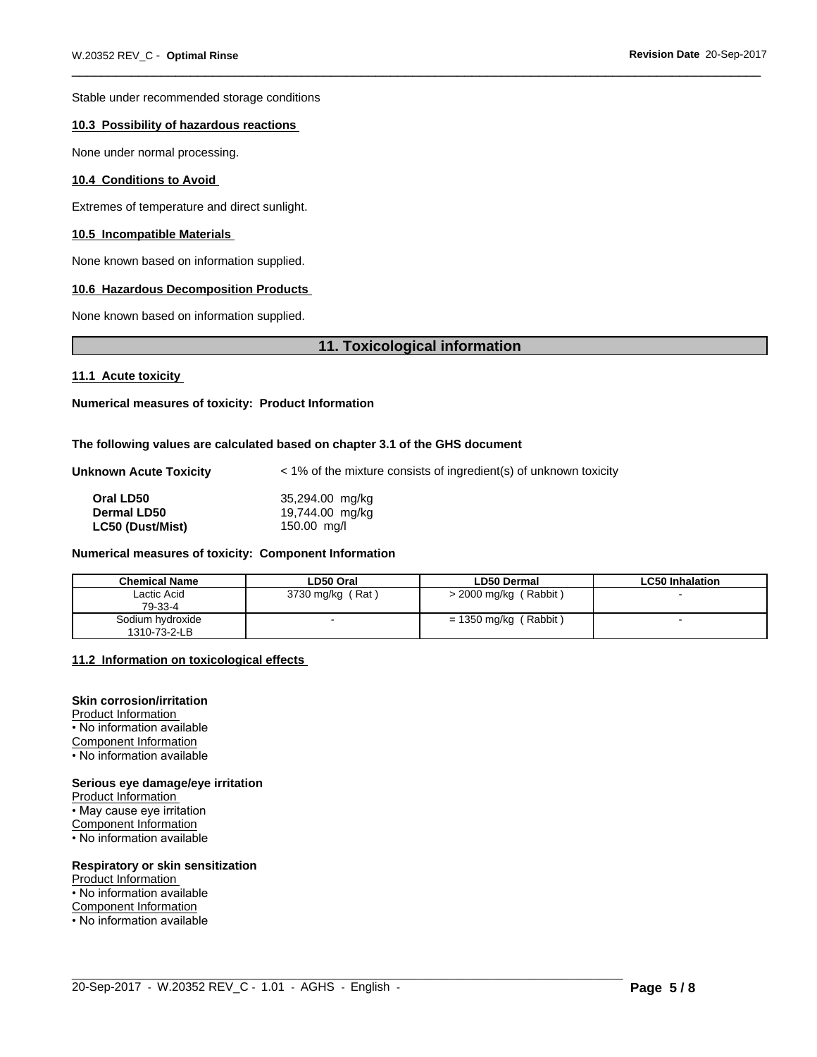Stable under recommended storage conditions

**10.3 Possibility of hazardous reactions**

None under normal processing.

**10.4 Conditions to Avoid**

Extremes of temperature and direct sunlight.

**10.5 Incompatible Materials**

None known based on information supplied.

**10.6 Hazardous Decomposition Products**

None known based on information supplied.

## 11. Toxicological information

**11.1 Acute toxicity**

**Numerical measures of toxicity: Product Information**

**The following values are calculated based on chapter 3.1 of the GHS document**

**Unknown Acute Toxicity** < 1% of the mixture consists of ingredient(s) of unknown toxicity

| | |
|---|---|
| **Oral LD50** | 35,294.00 mg/kg |
| **Dermal LD50** | 19,744.00 mg/kg |
| **LC50 (Dust/Mist)** | 150.00 mg/l |

**Numerical measures of toxicity: Component Information**

| Chemical Name | LD50 Oral | LD50 Dermal | LC50 Inhalation |
|---|---|---|---|
| Lactic Acid<br>79-33-4 | 3730 mg/kg ( Rat ) | > 2000 mg/kg ( Rabbit ) | - |
| Sodium hydroxide<br>1310-73-2-LB | - | = 1350 mg/kg ( Rabbit ) | - |

**11.2 Information on toxicological effects**

**Skin corrosion/irritation**

Product Information
- No information available

Component Information
- No information available

**Serious eye damage/eye irritation**

Product Information
- May cause eye irritation

Component Information
- No information available

**Respiratory or skin sensitization**

Product Information
- No information available

Component Information
- No information available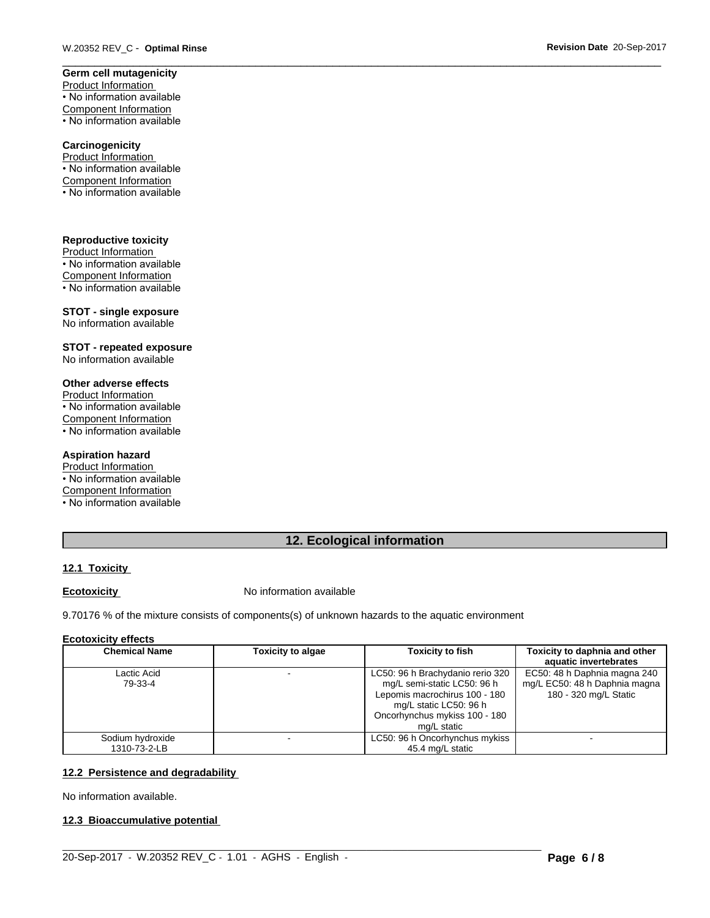**Germ cell mutagenicity**

Product Information

- No information available

Component Information

- No information available

**Carcinogenicity**

Product Information

- No information available

Component Information

- No information available

**Reproductive toxicity**

Product Information

- No information available

Component Information

- No information available

**STOT - single exposure**

No information available

**STOT - repeated exposure**

No information available

**Other adverse effects**

Product Information

- No information available

Component Information

- No information available

**Aspiration hazard**

Product Information

- No information available

Component Information

- No information available

## 12. Ecological information

**12.1 Toxicity**

**Ecotoxicity** No information available

9.70176 % of the mixture consists of components(s) of unknown hazards to the aquatic environment

**Ecotoxicity effects**

| Chemical Name | Toxicity to algae | Toxicity to fish | Toxicity to daphnia and other aquatic invertebrates |
|---|---|---|---|
| Lactic Acid 79-33-4 | - | LC50: 96 h Brachydanio rerio 320 mg/L semi-static LC50: 96 h Lepomis macrochirus 100 - 180 mg/L static LC50: 96 h Oncorhynchus mykiss 100 - 180 mg/L static | EC50: 48 h Daphnia magna 240 mg/L EC50: 48 h Daphnia magna 180 - 320 mg/L Static |
| Sodium hydroxide 1310-73-2-LB | - | LC50: 96 h Oncorhynchus mykiss 45.4 mg/L static | - |

**12.2 Persistence and degradability**

No information available.

**12.3 Bioaccumulative potential**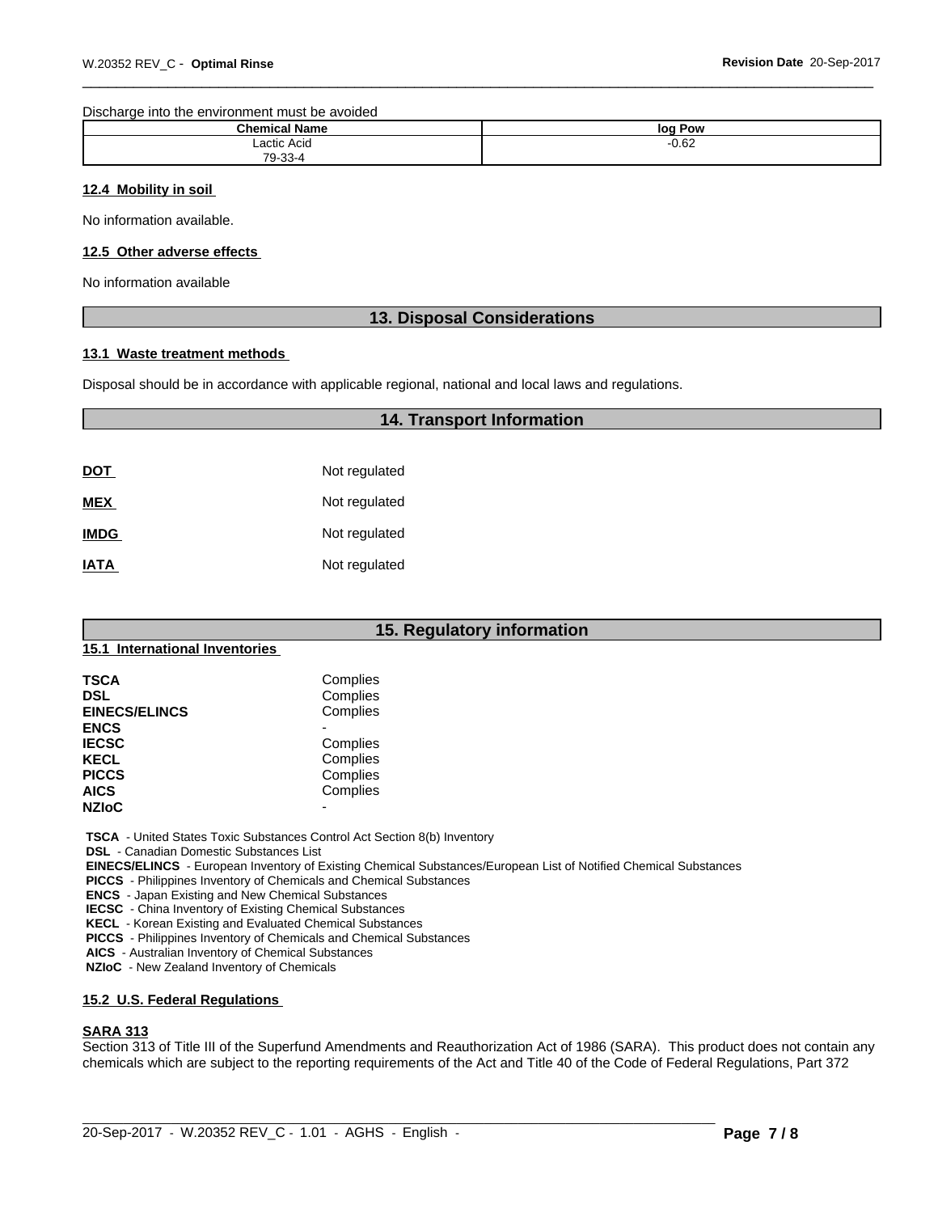Discharge into the environment must be avoided

| Chemical Name | log Pow |
|---|---|
| Lactic Acid<br>79-33-4 | -0.62 |

### 12.4 Mobility in soil

No information available.

### 12.5 Other adverse effects

No information available

## 13. Disposal Considerations

### 13.1 Waste treatment methods

Disposal should be in accordance with applicable regional, national and local laws and regulations.

## 14. Transport Information

| | |
|---|---|
| **DOT** | Not regulated |
| **MEX** | Not regulated |
| **IMDG** | Not regulated |
| **IATA** | Not regulated |

## 15. Regulatory information

### 15.1 International Inventories

| | |
|---|---|
| **TSCA** | Complies |
| **DSL** | Complies |
| **EINECS/ELINCS** | Complies |
| **ENCS** | - |
| **IECSC** | Complies |
| **KECL** | Complies |
| **PICCS** | Complies |
| **AICS** | Complies |
| **NZIoC** | - |

**TSCA** - United States Toxic Substances Control Act Section 8(b) Inventory
**DSL** - Canadian Domestic Substances List
**EINECS/ELINCS** - European Inventory of Existing Chemical Substances/European List of Notified Chemical Substances
**PICCS** - Philippines Inventory of Chemicals and Chemical Substances
**ENCS** - Japan Existing and New Chemical Substances
**IECSC** - China Inventory of Existing Chemical Substances
**KECL** - Korean Existing and Evaluated Chemical Substances
**PICCS** - Philippines Inventory of Chemicals and Chemical Substances
**AICS** - Australian Inventory of Chemical Substances
**NZIoC** - New Zealand Inventory of Chemicals

### 15.2 U.S. Federal Regulations

**SARA 313**
Section 313 of Title III of the Superfund Amendments and Reauthorization Act of 1986 (SARA). This product does not contain any chemicals which are subject to the reporting requirements of the Act and Title 40 of the Code of Federal Regulations, Part 372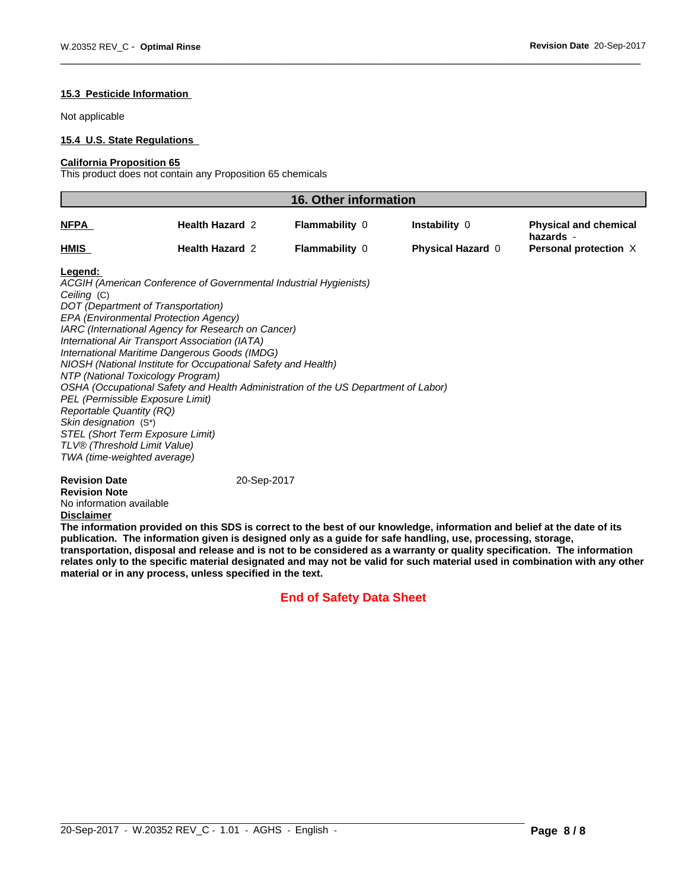### 15.3 Pesticide Information

Not applicable

### 15.4 U.S. State Regulations

**California Proposition 65**

This product does not contain any Proposition 65 chemicals

## 16. Other information

| | | | | |
|---|---|---|---|---|
| **NFPA** | **Health Hazard** 2 | **Flammability** 0 | **Instability** 0 | **Physical and chemical hazards** - |
| **HMIS** | **Health Hazard** 2 | **Flammability** 0 | **Physical Hazard** 0 | **Personal protection** X |

**Legend:**

*ACGIH (American Conference of Governmental Industrial Hygienists)*
*Ceiling* (C)
*DOT (Department of Transportation)*
*EPA (Environmental Protection Agency)*
*IARC (International Agency for Research on Cancer)*
*International Air Transport Association (IATA)*
*International Maritime Dangerous Goods (IMDG)*
*NIOSH (National Institute for Occupational Safety and Health)*
*NTP (National Toxicology Program)*
*OSHA (Occupational Safety and Health Administration of the US Department of Labor)*
*PEL (Permissible Exposure Limit)*
*Reportable Quantity (RQ)*
*Skin designation* (S*)
*STEL (Short Term Exposure Limit)*
*TLV® (Threshold Limit Value)*
*TWA (time-weighted average)*

**Revision Date** 20-Sep-2017
**Revision Note**
No information available

**Disclaimer**

**The information provided on this SDS is correct to the best of our knowledge, information and belief at the date of its publication. The information given is designed only as a guide for safe handling, use, processing, storage, transportation, disposal and release and is not to be considered as a warranty or quality specification. The information relates only to the specific material designated and may not be valid for such material used in combination with any other material or in any process, unless specified in the text.**

**End of Safety Data Sheet**